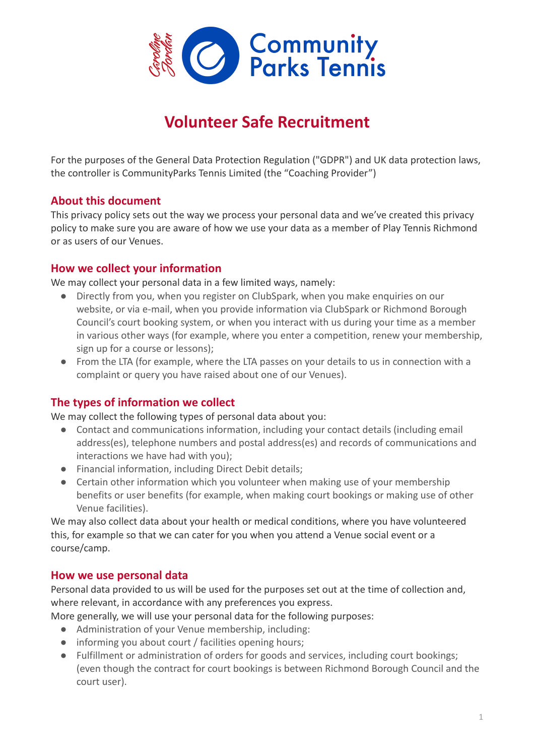# Volunteer Safe Recruitment

For the purposes of the General Data Protection Regulation ("GDPR") and UK data protection laws, the controller is CommunityParks Tennis Limited (the "Coaching Provider")

## About this document

This privacy policy sets out the way we process your personal data and we've created this privacy policy to make sure you are aware of how we use your data as a member of Play Tennis Richmond or as users of our Venues.

## How we collect your information

We may collect your personal data in a few limited ways, namely:

- Directly from you, when you register on ClubSpark, when you make enquiries on our website, or via e-mail, when you provide information via ClubSpark or Richmond Borough Council's court booking system, or when you interact with us during your time as a member in various other ways (for example, where you enter a competition, renew your membership, sign up for a course or lessons);
- From the LTA (for example, where the LTA passes on your details to us in connection with a complaint or query you have raised about one of our Venues).

## The types of information we collect

We may collect the following types of personal data about you:

- Contact and communications information, including your contact details (including email address(es), telephone numbers and postal address(es) and records of communications and interactions we have had with you);
- Financial information, including Direct Debit details;
- Certain other information which you volunteer when making use of your membership benefits or user benefits (for example, when making court bookings or making use of other Venue facilities).

We may also collect data about your health or medical conditions, where you have volunteered this, for example so that we can cater for you when you attend a Venue social event or a course/camp.

## How we use personal data

Personal data provided to us will be used for the purposes set out at the time of collection and, where relevant, in accordance with any preferences you express.

More generally, we will use your personal data for the following purposes:

- Administration of your Venue membership, including:
- informing you about court / facilities opening hours;
- Fulfillment or administration of orders for goods and services, including court bookings; (even though the contract for court bookings is between Richmond Borough Council and the court user).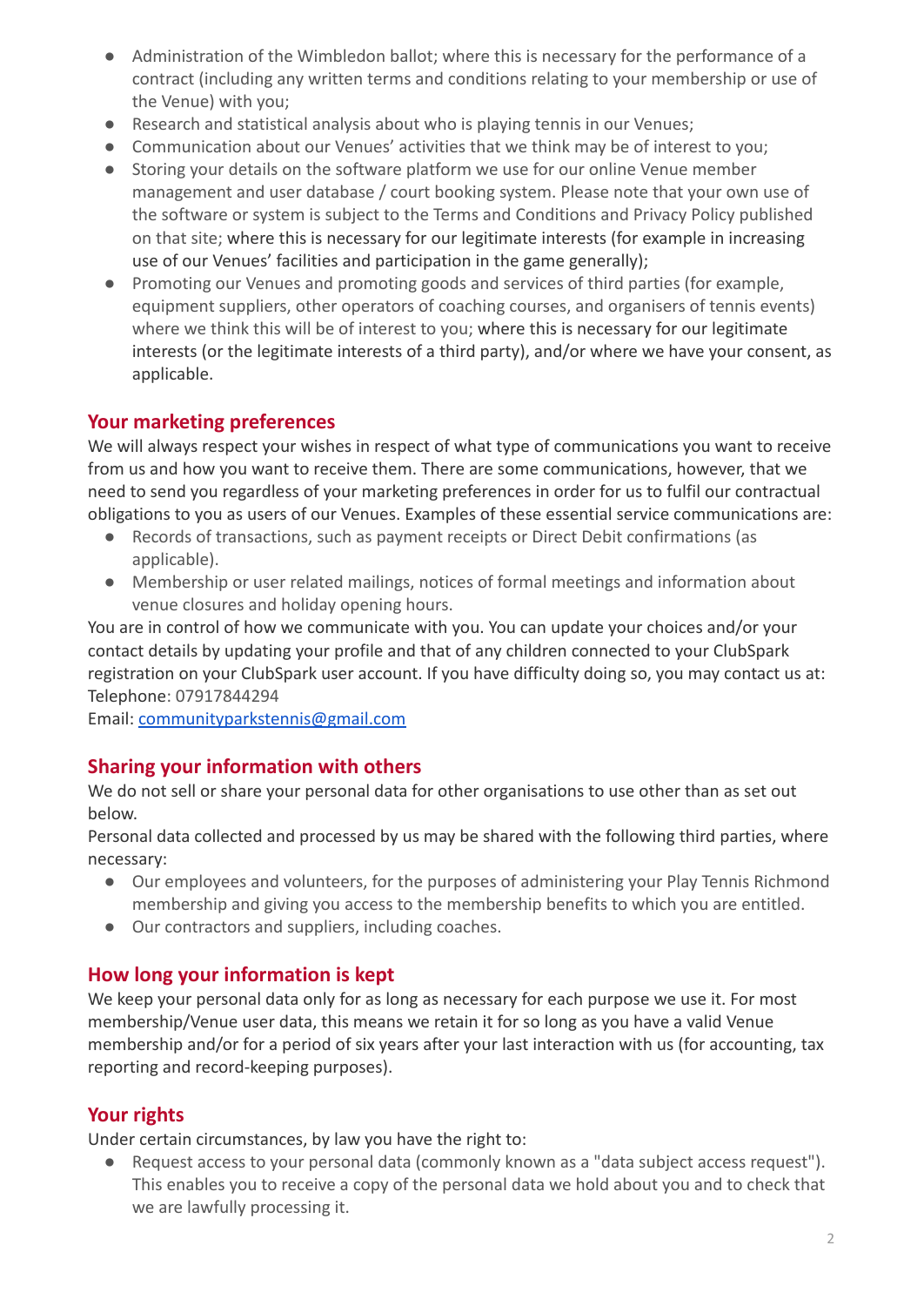- Administration of the Wimbledon ballot; where this is necessary for the performance of a contract (including any written terms and conditions relating to your membership or use of the Venue) with you;
- Research and statistical analysis about who is playing tennis in our Venues;
- Communication about our Venues' activities that we think may be of interest to you;
- Storing your details on the software platform we use for our online Venue member management and user database / court booking system. Please note that your own use of the software or system is subject to the Terms and Conditions and Privacy Policy published on that site; where this is necessary for our legitimate interests (for example in increasing use of our Venues' facilities and participation in the game generally);
- Promoting our Venues and promoting goods and services of third parties (for example, equipment suppliers, other operators of coaching courses, and organisers of tennis events) where we think this will be of interest to you; where this is necessary for our legitimate interests (or the legitimate interests of a third party), and/or where we have your consent, as applicable.

## Your marketing preferences

We will always respect your wishes in respect of what type of communications you want to receive from us and how you want to receive them. There are some communications, however, that we need to send you regardless of your marketing preferences in order for us to fulfil our contractual obligations to you as users of our Venues. Examples of these essential service communications are:

- Records of transactions, such as payment receipts or Direct Debit confirmations (as applicable).
- Membership or user related mailings, notices of formal meetings and information about venue closures and holiday opening hours.

You are in control of how we communicate with you. You can update your choices and/or your contact details by updating your profile and that of any children connected to your ClubSpark registration on your ClubSpark user account. If you have difficulty doing so, you may contact us at:
Telephone: 07917844294
Email: communityparkstennis@gmail.com

## Sharing your information with others

We do not sell or share your personal data for other organisations to use other than as set out below.

Personal data collected and processed by us may be shared with the following third parties, where necessary:

- Our employees and volunteers, for the purposes of administering your Play Tennis Richmond membership and giving you access to the membership benefits to which you are entitled.
- Our contractors and suppliers, including coaches.

## How long your information is kept

We keep your personal data only for as long as necessary for each purpose we use it. For most membership/Venue user data, this means we retain it for so long as you have a valid Venue membership and/or for a period of six years after your last interaction with us (for accounting, tax reporting and record-keeping purposes).

## Your rights

Under certain circumstances, by law you have the right to:

- Request access to your personal data (commonly known as a "data subject access request"). This enables you to receive a copy of the personal data we hold about you and to check that we are lawfully processing it.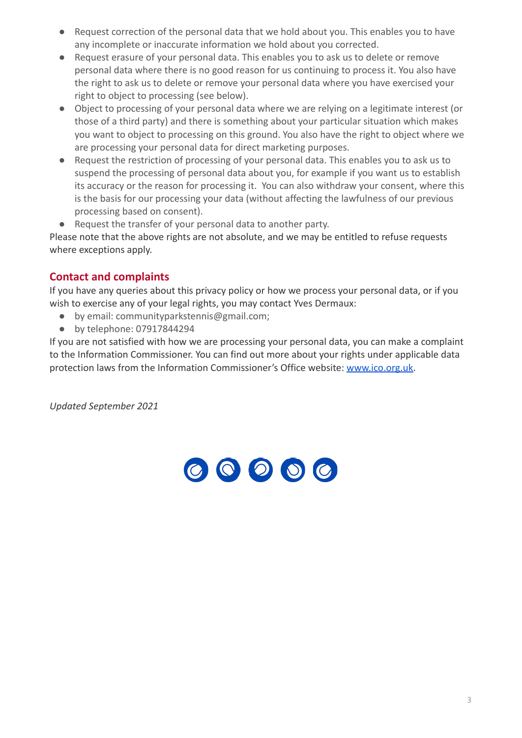- Request correction of the personal data that we hold about you. This enables you to have any incomplete or inaccurate information we hold about you corrected.
- Request erasure of your personal data. This enables you to ask us to delete or remove personal data where there is no good reason for us continuing to process it. You also have the right to ask us to delete or remove your personal data where you have exercised your right to object to processing (see below).
- Object to processing of your personal data where we are relying on a legitimate interest (or those of a third party) and there is something about your particular situation which makes you want to object to processing on this ground. You also have the right to object where we are processing your personal data for direct marketing purposes.
- Request the restriction of processing of your personal data. This enables you to ask us to suspend the processing of personal data about you, for example if you want us to establish its accuracy or the reason for processing it. You can also withdraw your consent, where this is the basis for our processing your data (without affecting the lawfulness of our previous processing based on consent).
- Request the transfer of your personal data to another party.

Please note that the above rights are not absolute, and we may be entitled to refuse requests where exceptions apply.

## Contact and complaints

If you have any queries about this privacy policy or how we process your personal data, or if you wish to exercise any of your legal rights, you may contact Yves Dermaux:

- by email: communityparkstennis@gmail.com;
- by telephone: 07917844294

If you are not satisfied with how we are processing your personal data, you can make a complaint to the Information Commissioner. You can find out more about your rights under applicable data protection laws from the Information Commissioner's Office website: [www.ico.org.uk](http://www.ico.org.uk).

*Updated September 2021*